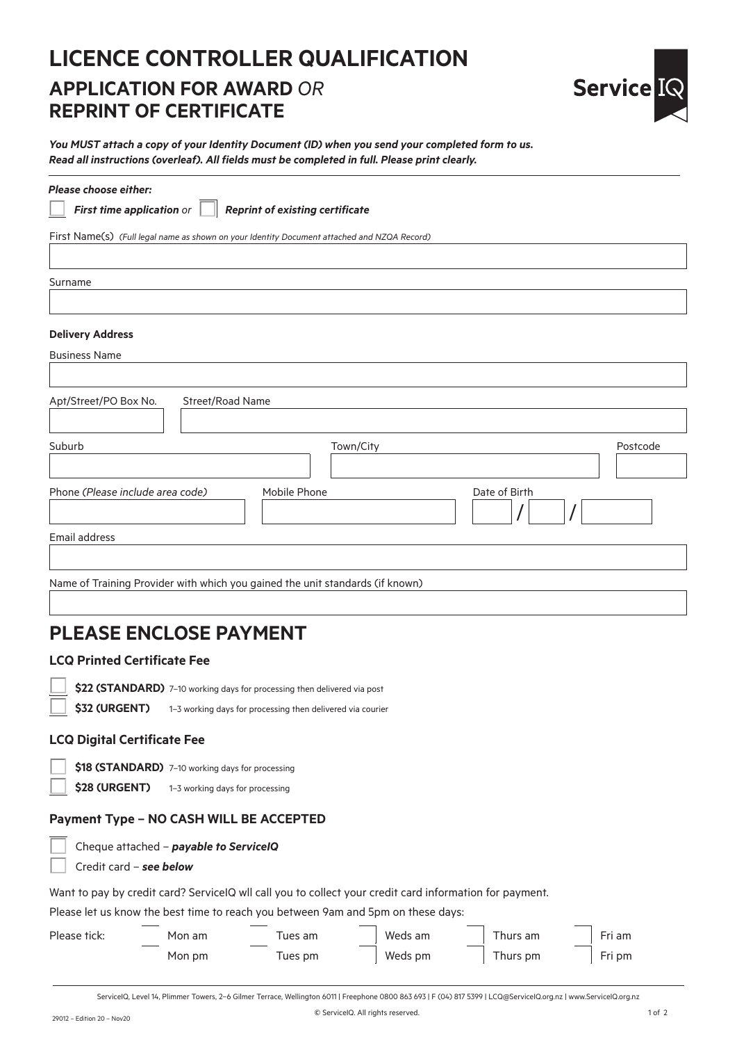# LICENCE CONTROLLER QUALIFICATION

## APPLICATION FOR AWARD *OR* REPRINT OF CERTIFICATE

Service IQ

***You MUST attach a copy of your Identity Document (ID) when you send your completed form to us. Read all instructions (overleaf). All fields must be completed in full. Please print clearly.***

***Please choose either:***

☐ ***First time application*** *or* ☐ ***Reprint of existing certificate***

First Name(s) *(Full legal name as shown on your Identity Document attached and NZQA Record)*

Surname

**Delivery Address**

Business Name

Apt/Street/PO Box No. Street/Road Name

Suburb Town/City Postcode

Phone *(Please include area code)* Mobile Phone Date of Birth / /

Email address

Name of Training Provider with which you gained the unit standards (if known)

# PLEASE ENCLOSE PAYMENT

### LCQ Printed Certificate Fee

☐ **$22 (STANDARD)** 7–10 working days for processing then delivered via post

☐ **$32 (URGENT)** 1–3 working days for processing then delivered via courier

### LCQ Digital Certificate Fee

☐ **$18 (STANDARD)** 7–10 working days for processing

☐ **$28 (URGENT)** 1–3 working days for processing

### Payment Type – NO CASH WILL BE ACCEPTED

☐ Cheque attached – ***payable to ServiceIQ***

☐ Credit card – ***see below***

Want to pay by credit card? ServiceIQ wll call you to collect your credit card information for payment.

Please let us know the best time to reach you between 9am and 5pm on these days:

| Please tick: | | | | | |
|---|---|---|---|---|---|
| | ☐ Mon am | ☐ Tues am | ☐ Weds am | ☐ Thurs am | ☐ Fri am |
| | ☐ Mon pm | ☐ Tues pm | ☐ Weds pm | ☐ Thurs pm | ☐ Fri pm |

ServiceIQ, Level 14, Plimmer Towers, 2–6 Gilmer Terrace, Wellington 6011 | Freephone 0800 863 693 | F (04) 817 5399 | LCQ@ServiceIQ.org.nz | www.ServiceIQ.org.nz

29012 – Edition 20 – Nov20

© ServiceIQ. All rights reserved.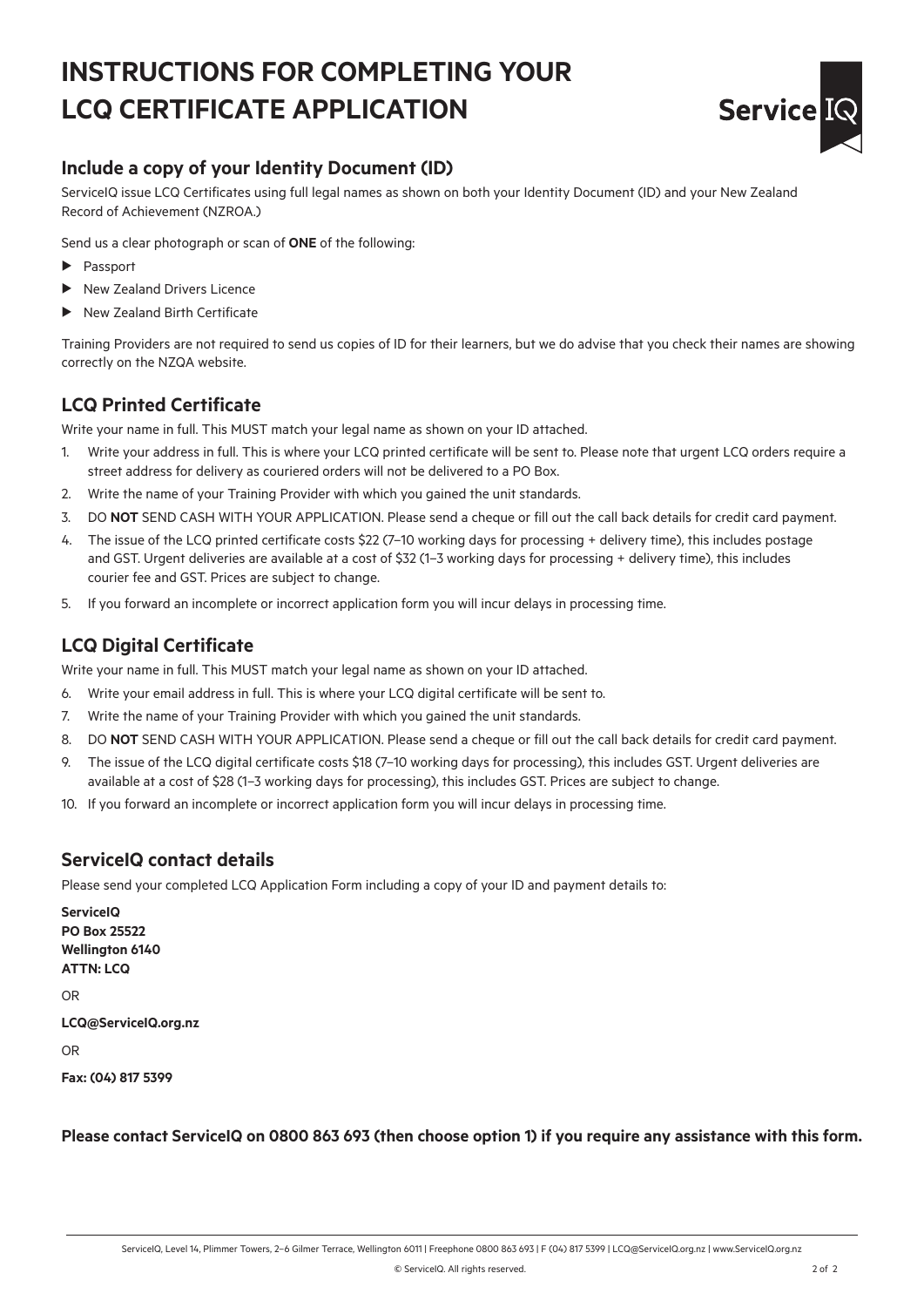# INSTRUCTIONS FOR COMPLETING YOUR LCQ CERTIFICATE APPLICATION

## Include a copy of your Identity Document (ID)

ServiceIQ issue LCQ Certificates using full legal names as shown on both your Identity Document (ID) and your New Zealand Record of Achievement (NZROA.)

Send us a clear photograph or scan of **ONE** of the following:

- Passport
- New Zealand Drivers Licence
- New Zealand Birth Certificate

Training Providers are not required to send us copies of ID for their learners, but we do advise that you check their names are showing correctly on the NZQA website.

## LCQ Printed Certificate

Write your name in full. This MUST match your legal name as shown on your ID attached.

1. Write your address in full. This is where your LCQ printed certificate will be sent to. Please note that urgent LCQ orders require a street address for delivery as couriered orders will not be delivered to a PO Box.
2. Write the name of your Training Provider with which you gained the unit standards.
3. DO **NOT** SEND CASH WITH YOUR APPLICATION. Please send a cheque or fill out the call back details for credit card payment.
4. The issue of the LCQ printed certificate costs $22 (7–10 working days for processing + delivery time), this includes postage and GST. Urgent deliveries are available at a cost of $32 (1–3 working days for processing + delivery time), this includes courier fee and GST. Prices are subject to change.
5. If you forward an incomplete or incorrect application form you will incur delays in processing time.

## LCQ Digital Certificate

Write your name in full. This MUST match your legal name as shown on your ID attached.

6. Write your email address in full. This is where your LCQ digital certificate will be sent to.
7. Write the name of your Training Provider with which you gained the unit standards.
8. DO **NOT** SEND CASH WITH YOUR APPLICATION. Please send a cheque or fill out the call back details for credit card payment.
9. The issue of the LCQ digital certificate costs $18 (7–10 working days for processing), this includes GST. Urgent deliveries are available at a cost of $28 (1–3 working days for processing), this includes GST. Prices are subject to change.
10. If you forward an incomplete or incorrect application form you will incur delays in processing time.

## ServiceIQ contact details

Please send your completed LCQ Application Form including a copy of your ID and payment details to:

**ServiceIQ**
**PO Box 25522**
**Wellington 6140**
**ATTN: LCQ**

OR

**LCQ@ServiceIQ.org.nz**

OR

**Fax: (04) 817 5399**

**Please contact ServiceIQ on 0800 863 693 (then choose option 1) if you require any assistance with this form.**

ServiceIQ, Level 14, Plimmer Towers, 2–6 Gilmer Terrace, Wellington 6011 | Freephone 0800 863 693 | F (04) 817 5399 | LCQ@ServiceIQ.org.nz | www.ServiceIQ.org.nz

© ServiceIQ. All rights reserved.